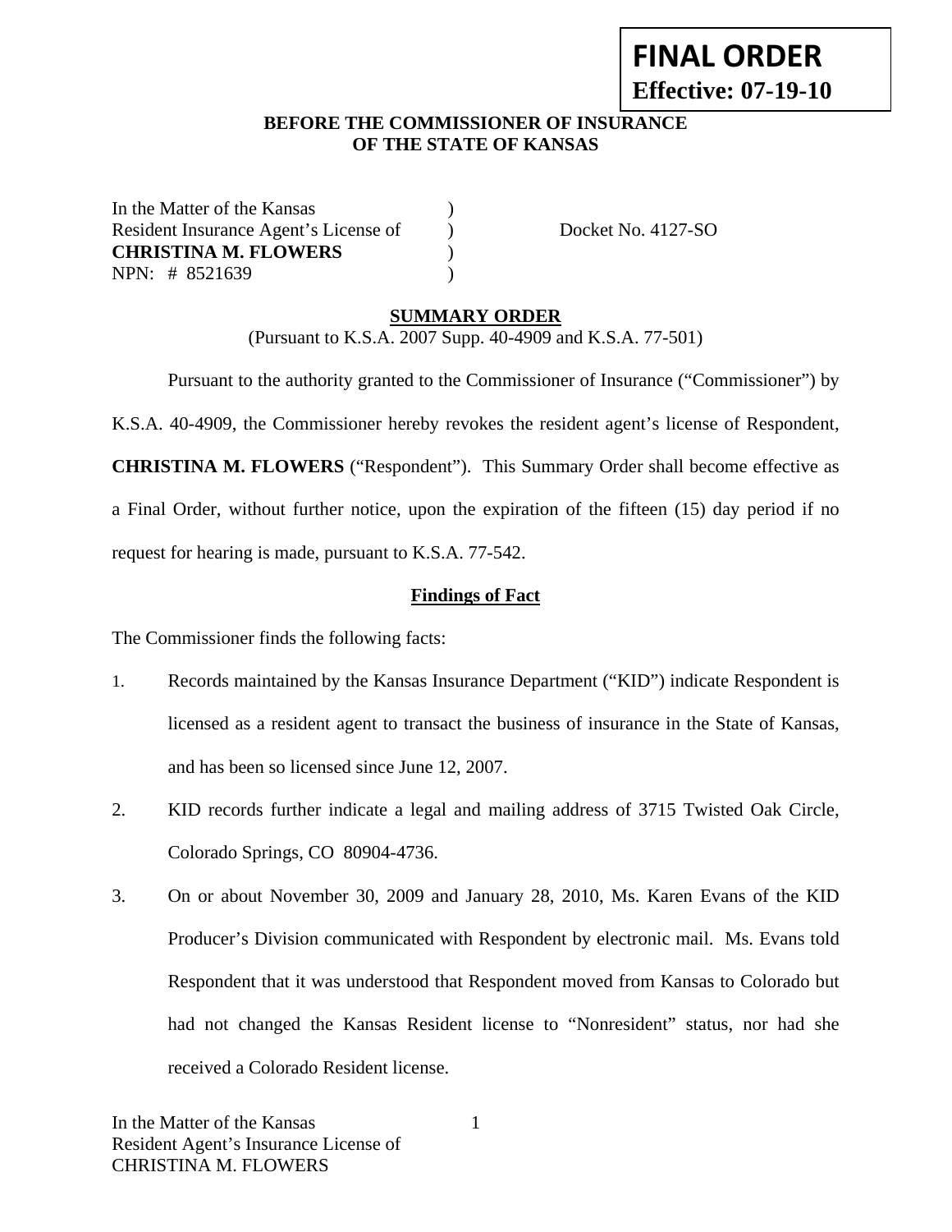**FINAL ORDER**
**Effective: 07-19-10**

**BEFORE THE COMMISSIONER OF INSURANCE**
**OF THE STATE OF KANSAS**

| | | |
|---|---|---|
| In the Matter of the Kansas | ) | |
| Resident Insurance Agent's License of | ) | Docket No. 4127-SO |
| **CHRISTINA M. FLOWERS** | ) | |
| NPN: # 8521639 | ) | |

## SUMMARY ORDER

(Pursuant to K.S.A. 2007 Supp. 40-4909 and K.S.A. 77-501)

Pursuant to the authority granted to the Commissioner of Insurance ("Commissioner") by K.S.A. 40-4909, the Commissioner hereby revokes the resident agent's license of Respondent, **CHRISTINA M. FLOWERS** ("Respondent"). This Summary Order shall become effective as a Final Order, without further notice, upon the expiration of the fifteen (15) day period if no request for hearing is made, pursuant to K.S.A. 77-542.

### Findings of Fact

The Commissioner finds the following facts:

1. Records maintained by the Kansas Insurance Department ("KID") indicate Respondent is licensed as a resident agent to transact the business of insurance in the State of Kansas, and has been so licensed since June 12, 2007.

2. KID records further indicate a legal and mailing address of 3715 Twisted Oak Circle, Colorado Springs, CO 80904-4736.

3. On or about November 30, 2009 and January 28, 2010, Ms. Karen Evans of the KID Producer's Division communicated with Respondent by electronic mail. Ms. Evans told Respondent that it was understood that Respondent moved from Kansas to Colorado but had not changed the Kansas Resident license to "Nonresident" status, nor had she received a Colorado Resident license.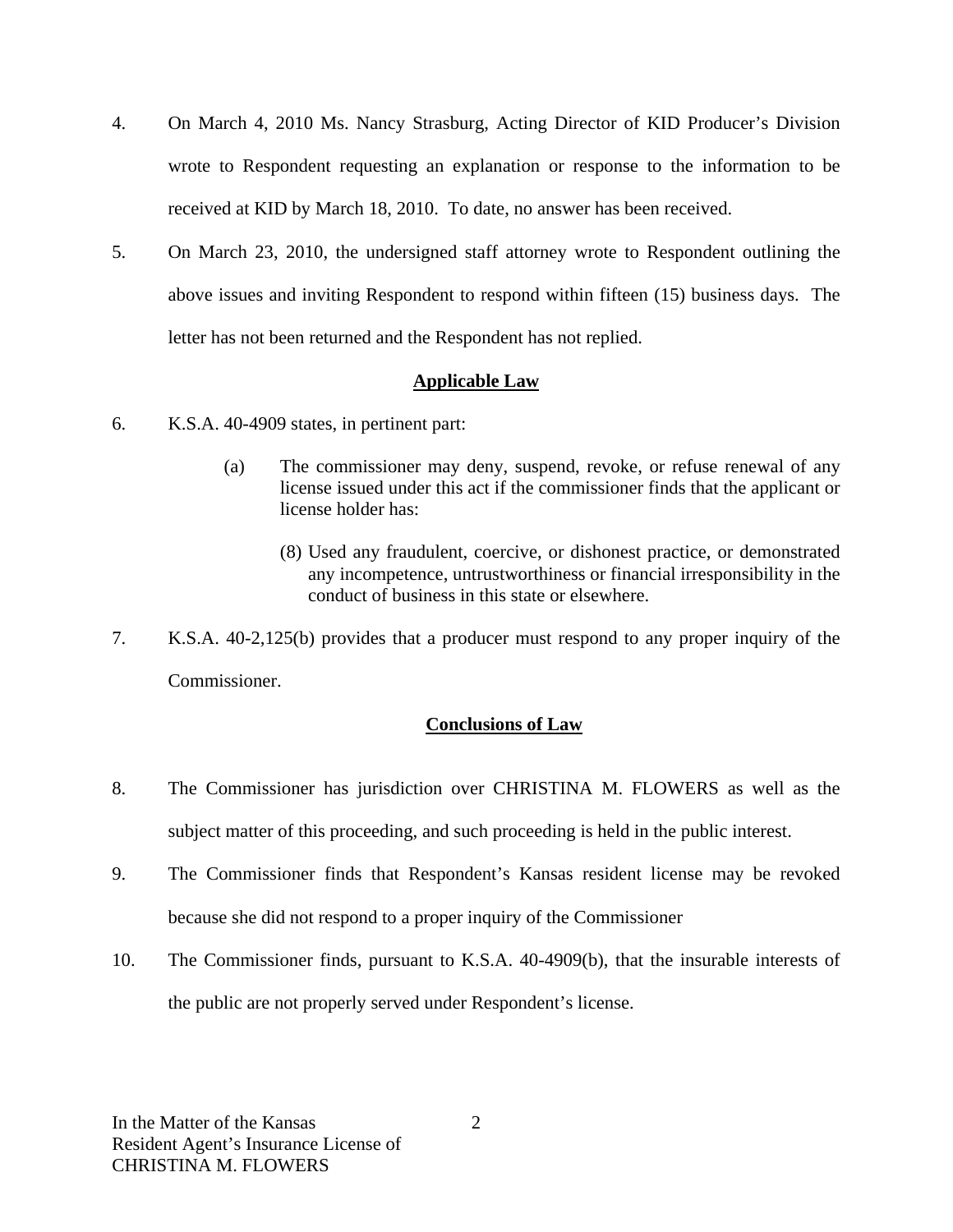4. On March 4, 2010 Ms. Nancy Strasburg, Acting Director of KID Producer's Division wrote to Respondent requesting an explanation or response to the information to be received at KID by March 18, 2010. To date, no answer has been received.

5. On March 23, 2010, the undersigned staff attorney wrote to Respondent outlining the above issues and inviting Respondent to respond within fifteen (15) business days. The letter has not been returned and the Respondent has not replied.

## Applicable Law

6. K.S.A. 40-4909 states, in pertinent part:

   > (a) The commissioner may deny, suspend, revoke, or refuse renewal of any license issued under this act if the commissioner finds that the applicant or license holder has:
   >
   > (8) Used any fraudulent, coercive, or dishonest practice, or demonstrated any incompetence, untrustworthiness or financial irresponsibility in the conduct of business in this state or elsewhere.

7. K.S.A. 40-2,125(b) provides that a producer must respond to any proper inquiry of the Commissioner.

## Conclusions of Law

8. The Commissioner has jurisdiction over CHRISTINA M. FLOWERS as well as the subject matter of this proceeding, and such proceeding is held in the public interest.

9. The Commissioner finds that Respondent's Kansas resident license may be revoked because she did not respond to a proper inquiry of the Commissioner

10. The Commissioner finds, pursuant to K.S.A. 40-4909(b), that the insurable interests of the public are not properly served under Respondent's license.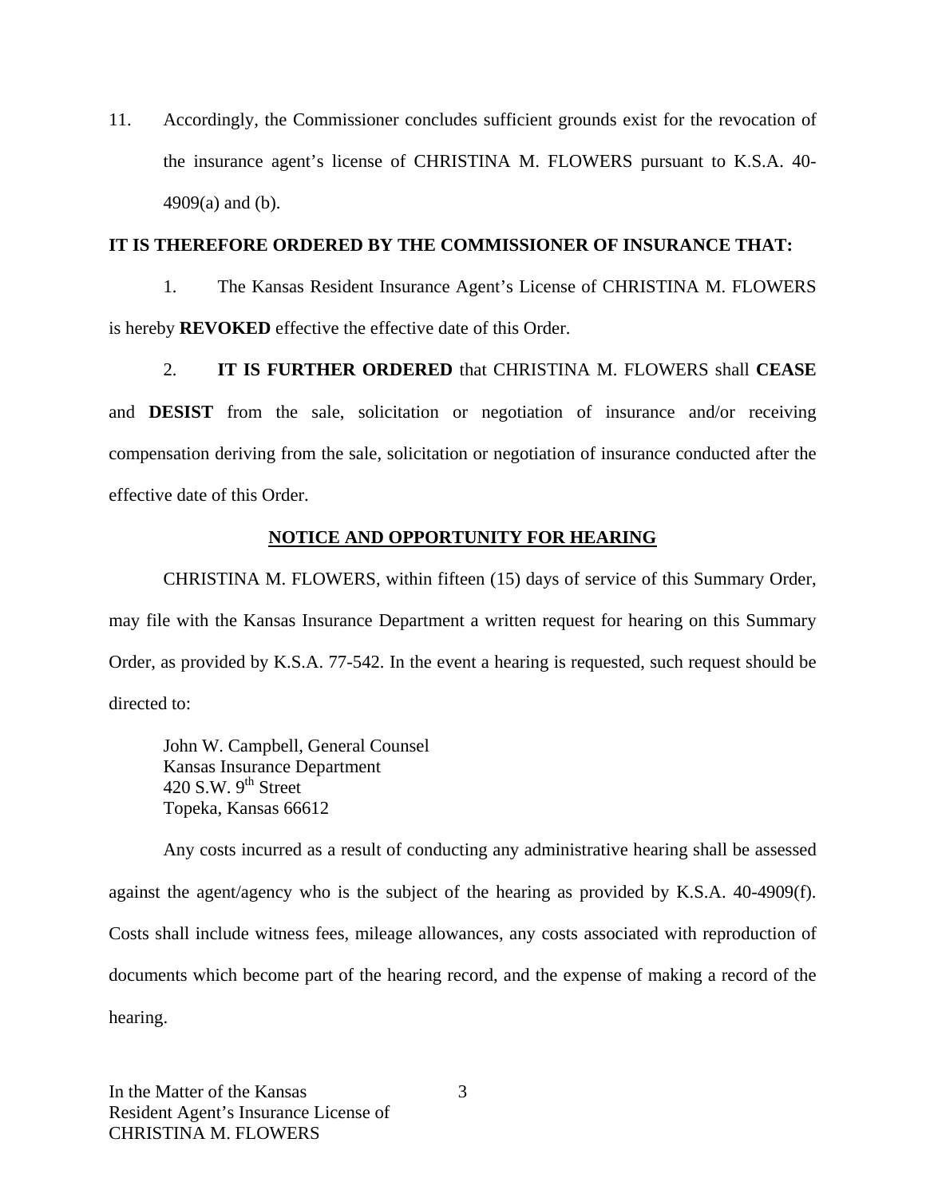11. Accordingly, the Commissioner concludes sufficient grounds exist for the revocation of the insurance agent's license of CHRISTINA M. FLOWERS pursuant to K.S.A. 40-4909(a) and (b).

**IT IS THEREFORE ORDERED BY THE COMMISSIONER OF INSURANCE THAT:**

1. The Kansas Resident Insurance Agent's License of CHRISTINA M. FLOWERS is hereby **REVOKED** effective the effective date of this Order.

2. **IT IS FURTHER ORDERED** that CHRISTINA M. FLOWERS shall **CEASE** and **DESIST** from the sale, solicitation or negotiation of insurance and/or receiving compensation deriving from the sale, solicitation or negotiation of insurance conducted after the effective date of this Order.

## NOTICE AND OPPORTUNITY FOR HEARING

CHRISTINA M. FLOWERS, within fifteen (15) days of service of this Summary Order, may file with the Kansas Insurance Department a written request for hearing on this Summary Order, as provided by K.S.A. 77-542. In the event a hearing is requested, such request should be directed to:

John W. Campbell, General Counsel
Kansas Insurance Department
420 S.W. 9th Street
Topeka, Kansas 66612

Any costs incurred as a result of conducting any administrative hearing shall be assessed against the agent/agency who is the subject of the hearing as provided by K.S.A. 40-4909(f). Costs shall include witness fees, mileage allowances, any costs associated with reproduction of documents which become part of the hearing record, and the expense of making a record of the hearing.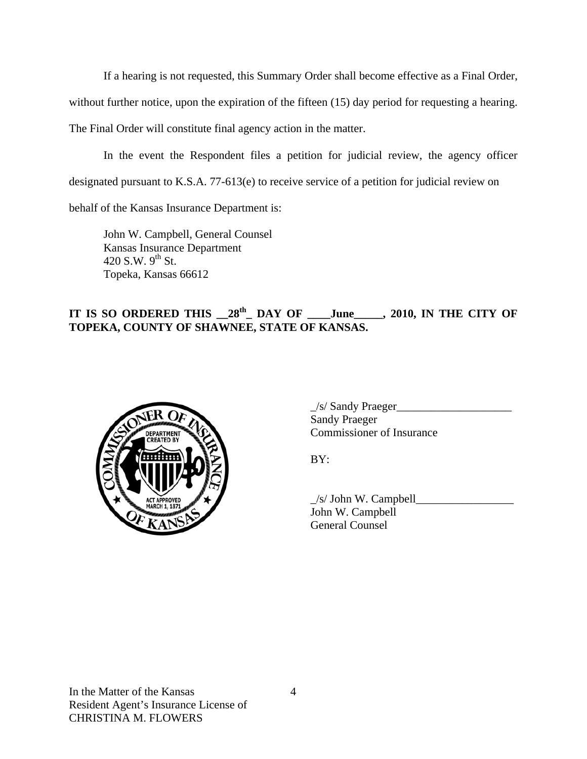If a hearing is not requested, this Summary Order shall become effective as a Final Order, without further notice, upon the expiration of the fifteen (15) day period for requesting a hearing. The Final Order will constitute final agency action in the matter.

In the event the Respondent files a petition for judicial review, the agency officer designated pursuant to K.S.A. 77-613(e) to receive service of a petition for judicial review on behalf of the Kansas Insurance Department is:

John W. Campbell, General Counsel
Kansas Insurance Department
420 S.W. 9th St.
Topeka, Kansas 66612

**IT IS SO ORDERED THIS __28th_ DAY OF ____June_____, 2010, IN THE CITY OF TOPEKA, COUNTY OF SHAWNEE, STATE OF KANSAS.**

_/s/ Sandy Praeger____________________
Sandy Praeger
Commissioner of Insurance

BY:

_/s/ John W. Campbell_________________
John W. Campbell
General Counsel

In the Matter of the Kansas
Resident Agent's Insurance License of
CHRISTINA M. FLOWERS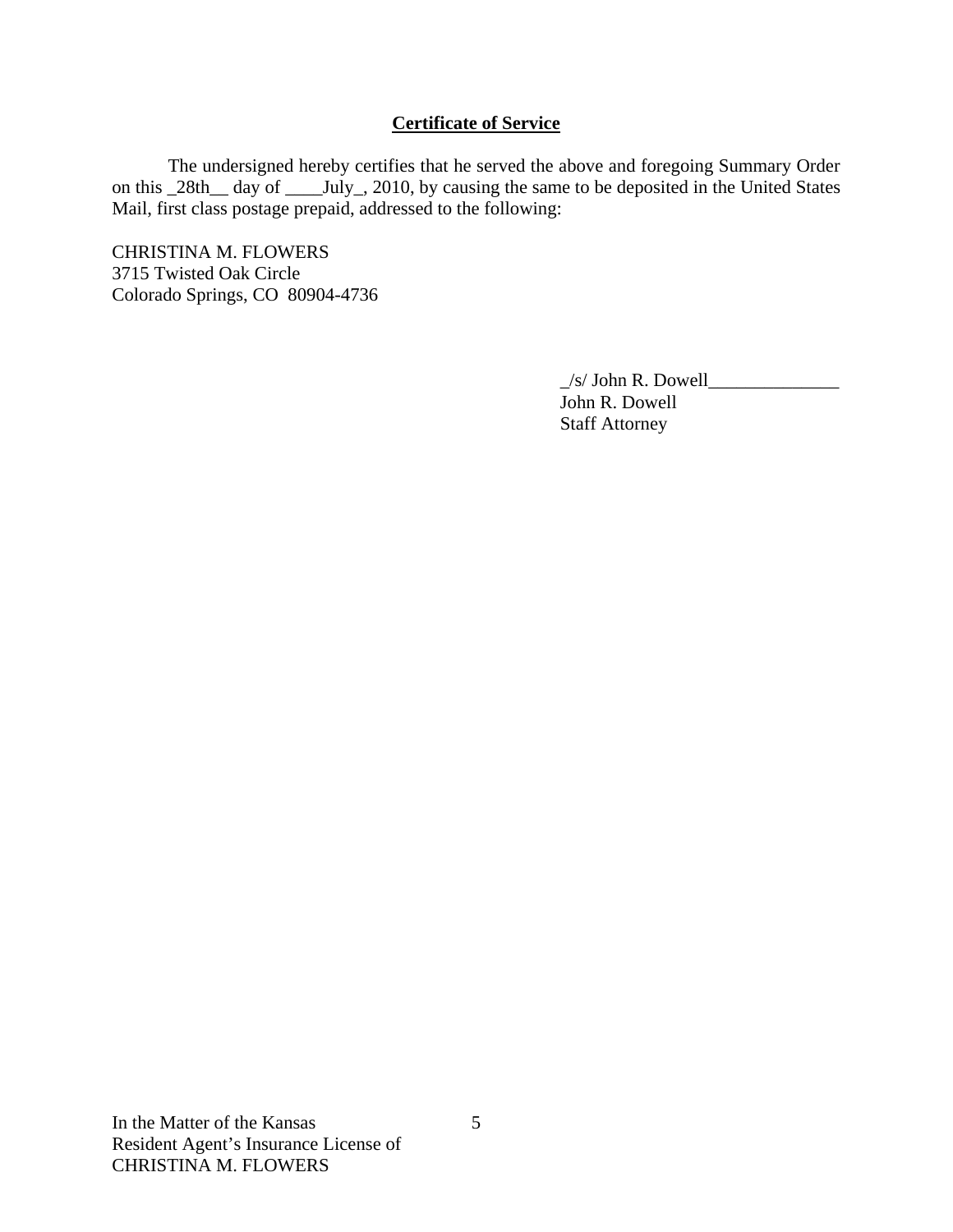**Certificate of Service**

The undersigned hereby certifies that he served the above and foregoing Summary Order on this _28th__ day of ____July_, 2010, by causing the same to be deposited in the United States Mail, first class postage prepaid, addressed to the following:

CHRISTINA M. FLOWERS
3715 Twisted Oak Circle
Colorado Springs, CO 80904-4736

_/s/ John R. Dowell______________
John R. Dowell
Staff Attorney